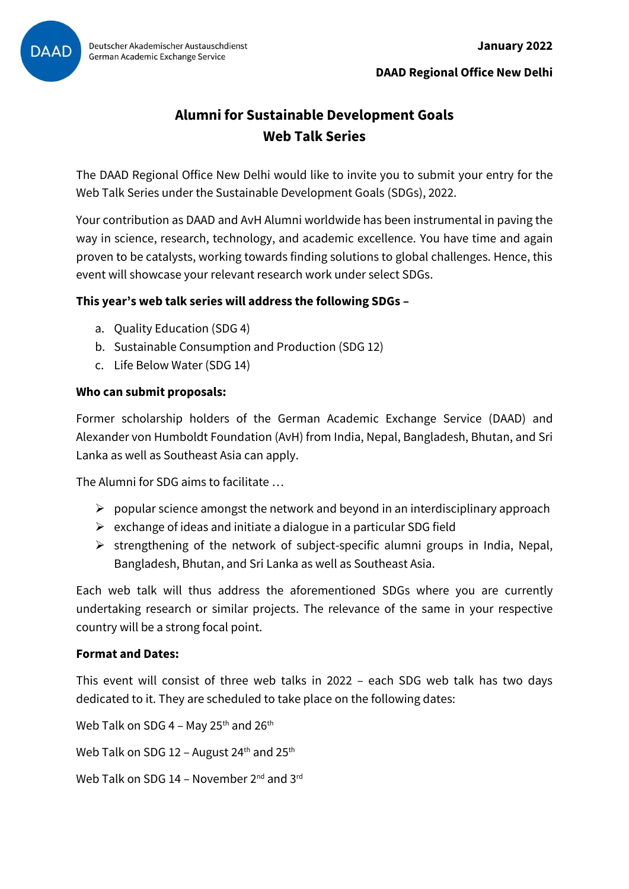Deutscher Akademischer Austauschdienst
German Academic Exchange Service

**January 2022**

**DAAD Regional Office New Delhi**

# Alumni for Sustainable Development Goals
# Web Talk Series

The DAAD Regional Office New Delhi would like to invite you to submit your entry for the Web Talk Series under the Sustainable Development Goals (SDGs), 2022.

Your contribution as DAAD and AvH Alumni worldwide has been instrumental in paving the way in science, research, technology, and academic excellence. You have time and again proven to be catalysts, working towards finding solutions to global challenges. Hence, this event will showcase your relevant research work under select SDGs.

**This year's web talk series will address the following SDGs –**

a. Quality Education (SDG 4)
b. Sustainable Consumption and Production (SDG 12)
c. Life Below Water (SDG 14)

**Who can submit proposals:**

Former scholarship holders of the German Academic Exchange Service (DAAD) and Alexander von Humboldt Foundation (AvH) from India, Nepal, Bangladesh, Bhutan, and Sri Lanka as well as Southeast Asia can apply.

The Alumni for SDG aims to facilitate …

- popular science amongst the network and beyond in an interdisciplinary approach
- exchange of ideas and initiate a dialogue in a particular SDG field
- strengthening of the network of subject-specific alumni groups in India, Nepal, Bangladesh, Bhutan, and Sri Lanka as well as Southeast Asia.

Each web talk will thus address the aforementioned SDGs where you are currently undertaking research or similar projects. The relevance of the same in your respective country will be a strong focal point.

**Format and Dates:**

This event will consist of three web talks in 2022 – each SDG web talk has two days dedicated to it. They are scheduled to take place on the following dates:

Web Talk on SDG 4 – May 25th and 26th

Web Talk on SDG 12 – August 24th and 25th

Web Talk on SDG 14 – November 2nd and 3rd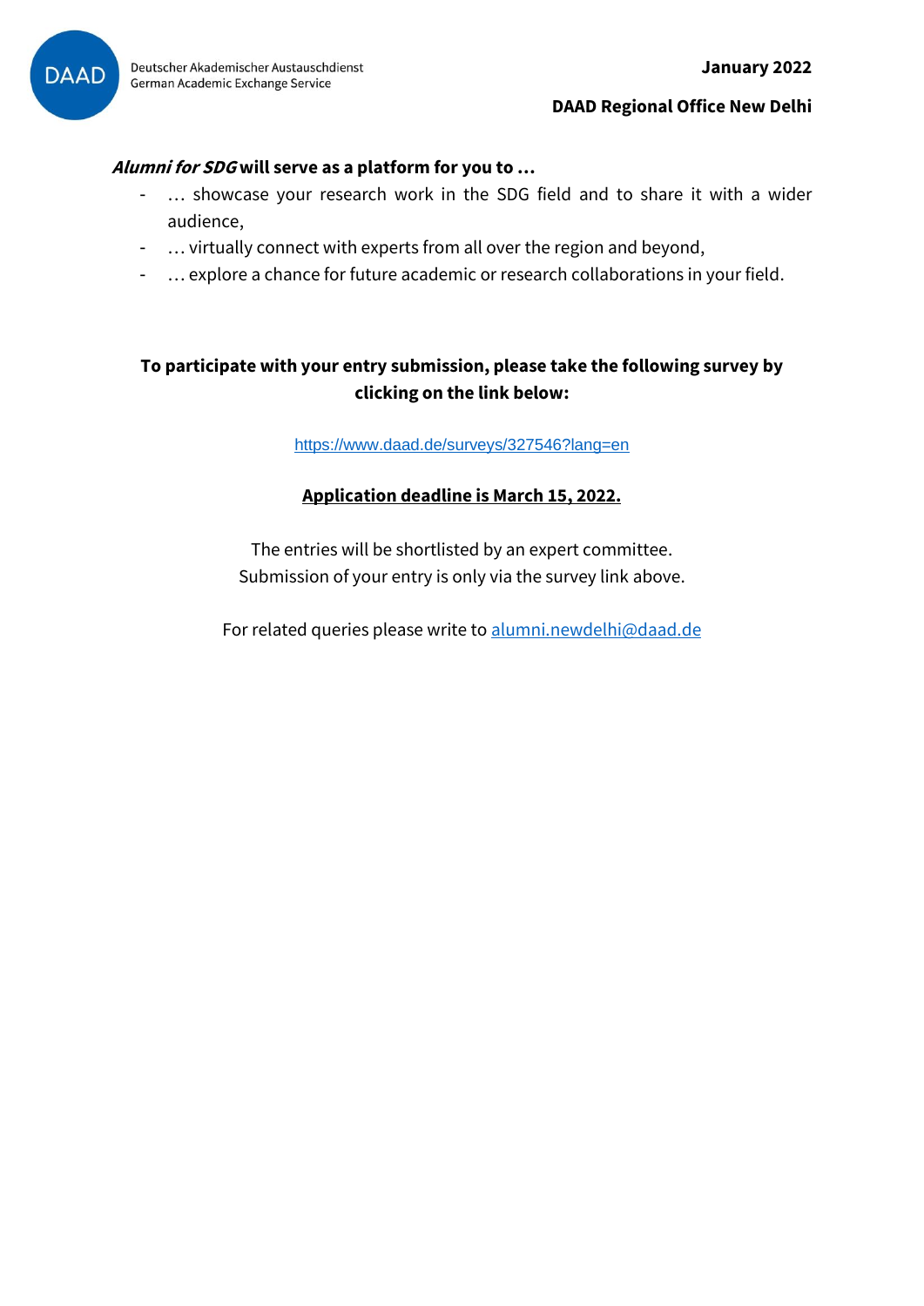***Alumni for SDG* will serve as a platform for you to …**

- … showcase your research work in the SDG field and to share it with a wider audience,
- … virtually connect with experts from all over the region and beyond,
- … explore a chance for future academic or research collaborations in your field.

**To participate with your entry submission, please take the following survey by clicking on the link below:**

https://www.daad.de/surveys/327546?lang=en

**Application deadline is March 15, 2022.**

The entries will be shortlisted by an expert committee.
Submission of your entry is only via the survey link above.

For related queries please write to alumni.newdelhi@daad.de